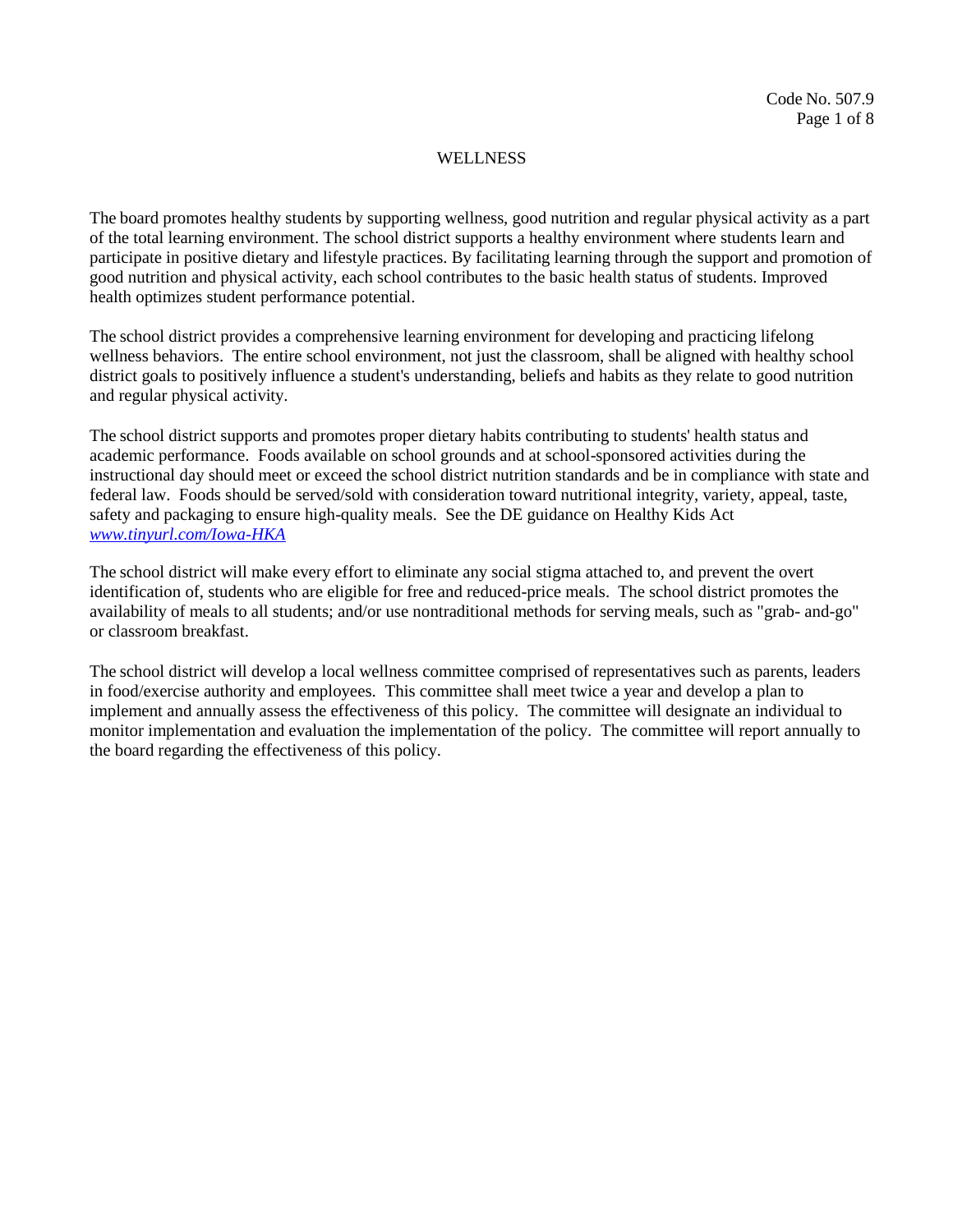Code No. 507.9

# WELLNESS

The board promotes healthy students by supporting wellness, good nutrition and regular physical activity as a part of the total learning environment. The school district supports a healthy environment where students learn and participate in positive dietary and lifestyle practices. By facilitating learning through the support and promotion of good nutrition and physical activity, each school contributes to the basic health status of students. Improved health optimizes student performance potential.

The school district provides a comprehensive learning environment for developing and practicing lifelong wellness behaviors. The entire school environment, not just the classroom, shall be aligned with healthy school district goals to positively influence a student's understanding, beliefs and habits as they relate to good nutrition and regular physical activity.

The school district supports and promotes proper dietary habits contributing to students' health status and academic performance. Foods available on school grounds and at school-sponsored activities during the instructional day should meet or exceed the school district nutrition standards and be in compliance with state and federal law. Foods should be served/sold with consideration toward nutritional integrity, variety, appeal, taste, safety and packaging to ensure high-quality meals. See the DE guidance on Healthy Kids Act *www.tinyurl.com/Iowa-HKA*

The school district will make every effort to eliminate any social stigma attached to, and prevent the overt identification of, students who are eligible for free and reduced-price meals. The school district promotes the availability of meals to all students; and/or use nontraditional methods for serving meals, such as "grab- and-go" or classroom breakfast.

The school district will develop a local wellness committee comprised of representatives such as parents, leaders in food/exercise authority and employees. This committee shall meet twice a year and develop a plan to implement and annually assess the effectiveness of this policy. The committee will designate an individual to monitor implementation and evaluation the implementation of the policy. The committee will report annually to the board regarding the effectiveness of this policy.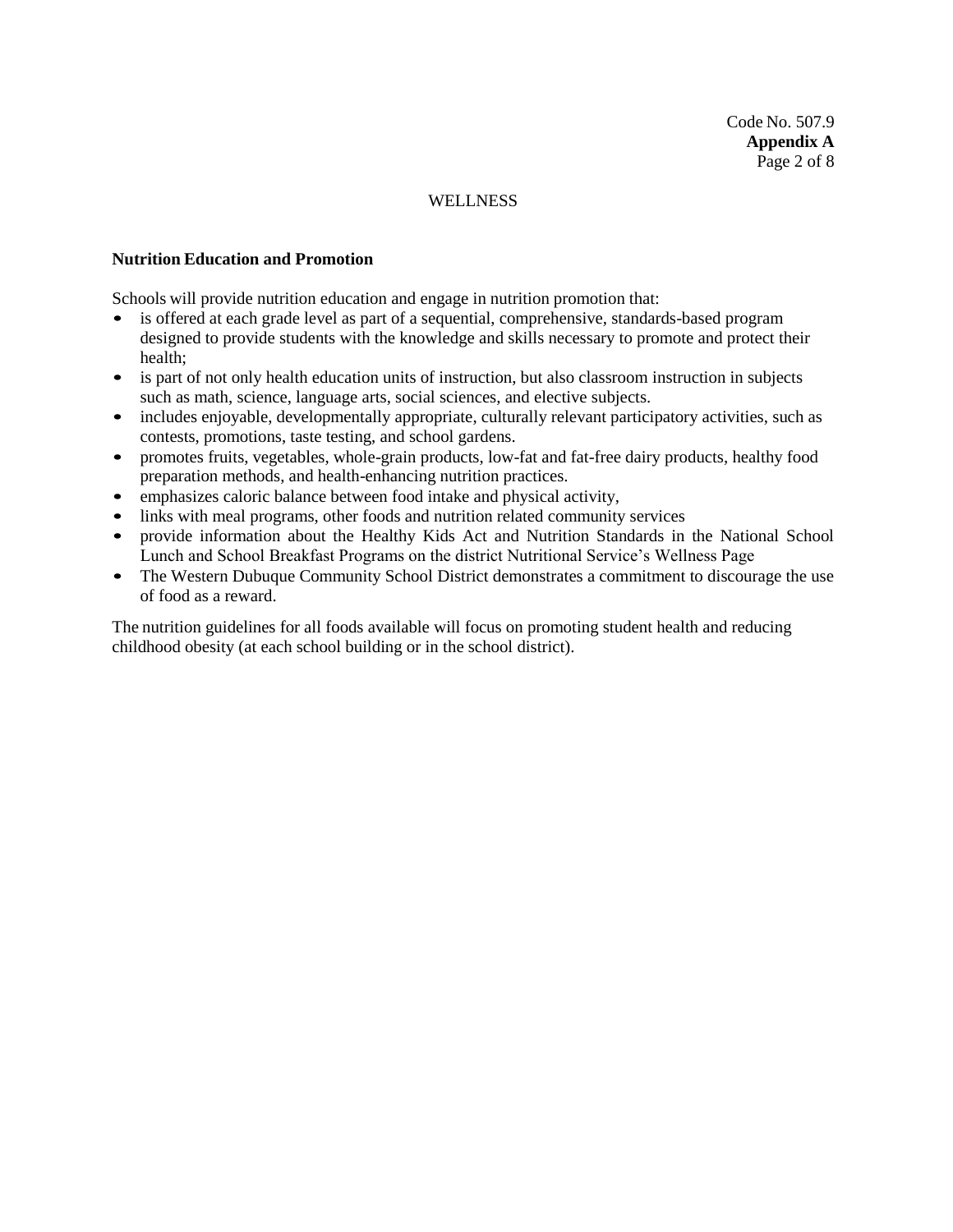WELLNESS

**Nutrition Education and Promotion**

Schools will provide nutrition education and engage in nutrition promotion that:

- is offered at each grade level as part of a sequential, comprehensive, standards-based program designed to provide students with the knowledge and skills necessary to promote and protect their health;
- is part of not only health education units of instruction, but also classroom instruction in subjects such as math, science, language arts, social sciences, and elective subjects.
- includes enjoyable, developmentally appropriate, culturally relevant participatory activities, such as contests, promotions, taste testing, and school gardens.
- promotes fruits, vegetables, whole-grain products, low-fat and fat-free dairy products, healthy food preparation methods, and health-enhancing nutrition practices.
- emphasizes caloric balance between food intake and physical activity,
- links with meal programs, other foods and nutrition related community services
- provide information about the Healthy Kids Act and Nutrition Standards in the National School Lunch and School Breakfast Programs on the district Nutritional Service's Wellness Page
- The Western Dubuque Community School District demonstrates a commitment to discourage the use of food as a reward.

The nutrition guidelines for all foods available will focus on promoting student health and reducing childhood obesity (at each school building or in the school district).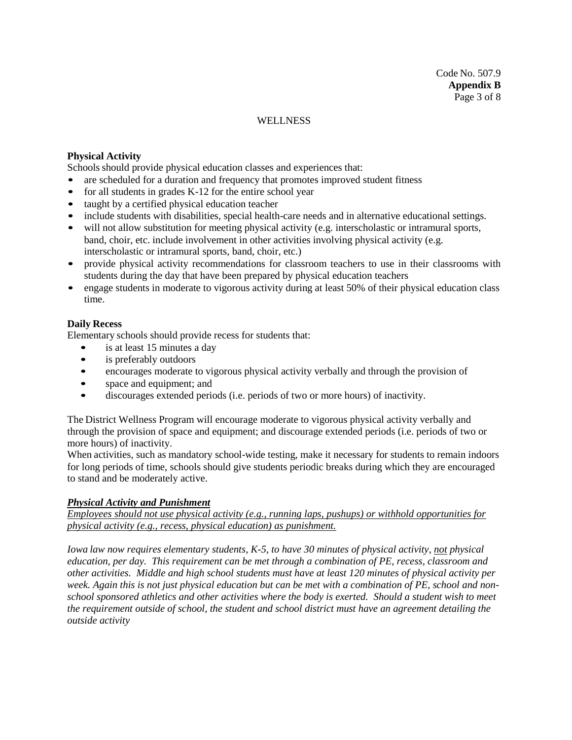# WELLNESS

### Physical Activity

Schools should provide physical education classes and experiences that:

- are scheduled for a duration and frequency that promotes improved student fitness
- for all students in grades K-12 for the entire school year
- taught by a certified physical education teacher
- include students with disabilities, special health-care needs and in alternative educational settings.
- will not allow substitution for meeting physical activity (e.g. interscholastic or intramural sports, band, choir, etc. include involvement in other activities involving physical activity (e.g. interscholastic or intramural sports, band, choir, etc.)
- provide physical activity recommendations for classroom teachers to use in their classrooms with students during the day that have been prepared by physical education teachers
- engage students in moderate to vigorous activity during at least 50% of their physical education class time.

### Daily Recess

Elementary schools should provide recess for students that:

- is at least 15 minutes a day
- is preferably outdoors
- encourages moderate to vigorous physical activity verbally and through the provision of
- space and equipment; and
- discourages extended periods (i.e. periods of two or more hours) of inactivity.

The District Wellness Program will encourage moderate to vigorous physical activity verbally and through the provision of space and equipment; and discourage extended periods (i.e. periods of two or more hours) of inactivity.

When activities, such as mandatory school-wide testing, make it necessary for students to remain indoors for long periods of time, schools should give students periodic breaks during which they are encouraged to stand and be moderately active.

***<u>Physical Activity and Punishment</u>***

*<u>Employees should not use physical activity (e.g., running laps, pushups) or withhold opportunities for physical activity (e.g., recess, physical education) as punishment.</u>*

*Iowa law now requires elementary students, K-5, to have 30 minutes of physical activity, <u>not</u> physical education, per day. This requirement can be met through a combination of PE, recess, classroom and other activities. Middle and high school students must have at least 120 minutes of physical activity per week. Again this is not just physical education but can be met with a combination of PE, school and non-school sponsored athletics and other activities where the body is exerted. Should a student wish to meet the requirement outside of school, the student and school district must have an agreement detailing the outside activity*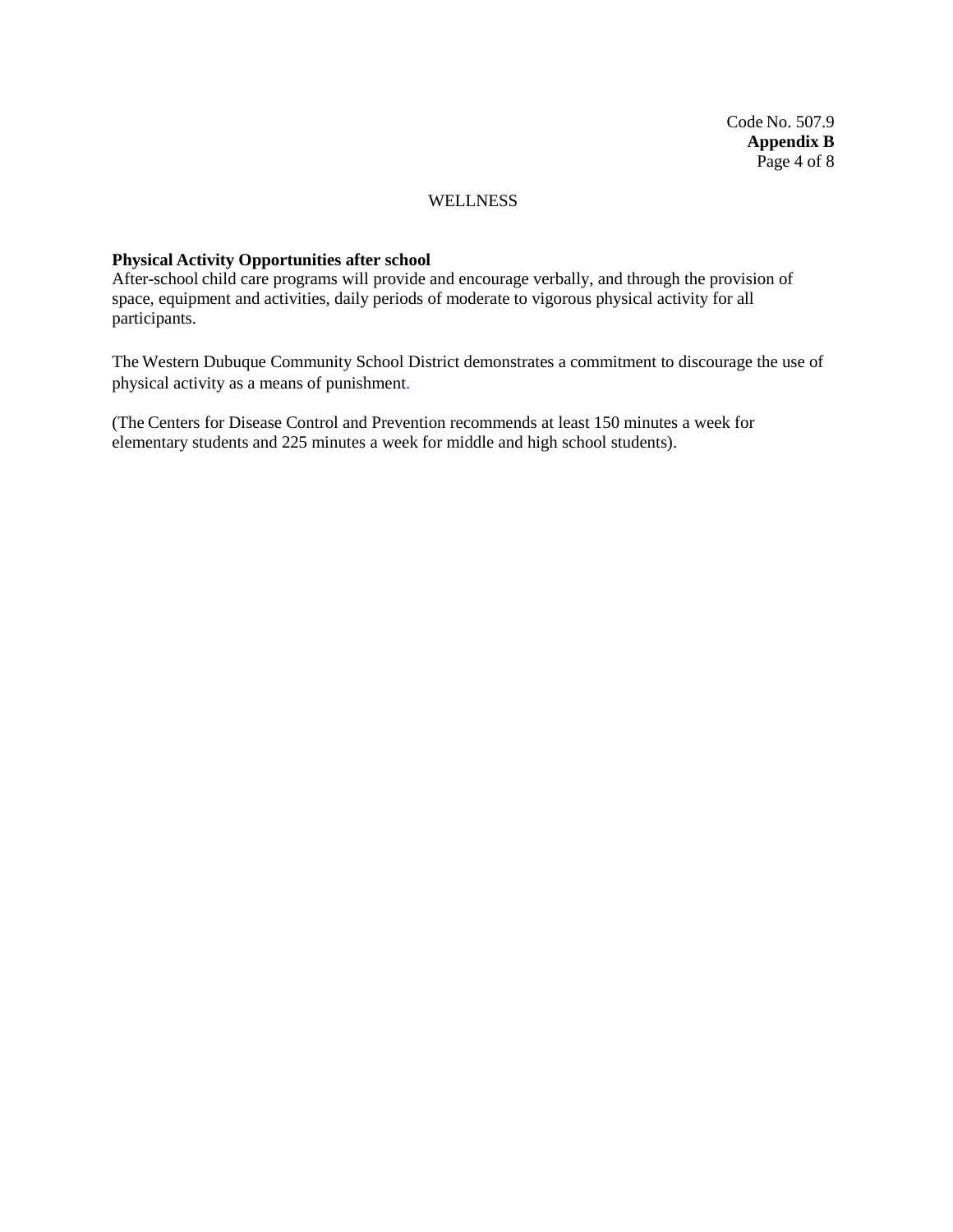**Physical Activity Opportunities after school**
After-school child care programs will provide and encourage verbally, and through the provision of space, equipment and activities, daily periods of moderate to vigorous physical activity for all participants.

The Western Dubuque Community School District demonstrates a commitment to discourage the use of physical activity as a means of punishment.

(The Centers for Disease Control and Prevention recommends at least 150 minutes a week for elementary students and 225 minutes a week for middle and high school students).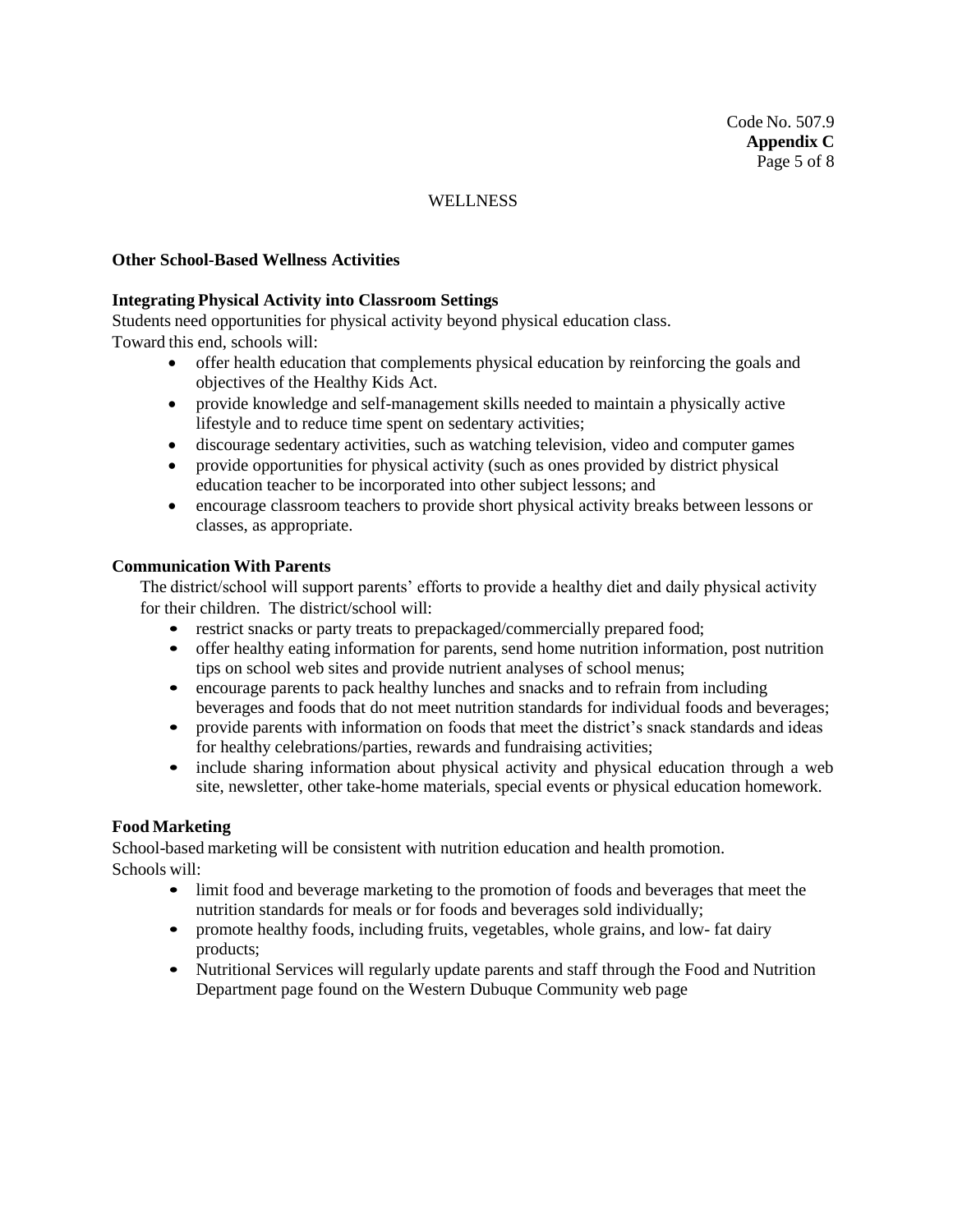## WELLNESS

### Other School-Based Wellness Activities

#### Integrating Physical Activity into Classroom Settings

Students need opportunities for physical activity beyond physical education class. Toward this end, schools will:

- offer health education that complements physical education by reinforcing the goals and objectives of the Healthy Kids Act.
- provide knowledge and self-management skills needed to maintain a physically active lifestyle and to reduce time spent on sedentary activities;
- discourage sedentary activities, such as watching television, video and computer games
- provide opportunities for physical activity (such as ones provided by district physical education teacher to be incorporated into other subject lessons; and
- encourage classroom teachers to provide short physical activity breaks between lessons or classes, as appropriate.

#### Communication With Parents

The district/school will support parents' efforts to provide a healthy diet and daily physical activity for their children. The district/school will:

- restrict snacks or party treats to prepackaged/commercially prepared food;
- offer healthy eating information for parents, send home nutrition information, post nutrition tips on school web sites and provide nutrient analyses of school menus;
- encourage parents to pack healthy lunches and snacks and to refrain from including beverages and foods that do not meet nutrition standards for individual foods and beverages;
- provide parents with information on foods that meet the district's snack standards and ideas for healthy celebrations/parties, rewards and fundraising activities;
- include sharing information about physical activity and physical education through a web site, newsletter, other take-home materials, special events or physical education homework.

#### Food Marketing

School-based marketing will be consistent with nutrition education and health promotion. Schools will:

- limit food and beverage marketing to the promotion of foods and beverages that meet the nutrition standards for meals or for foods and beverages sold individually;
- promote healthy foods, including fruits, vegetables, whole grains, and low- fat dairy products;
- Nutritional Services will regularly update parents and staff through the Food and Nutrition Department page found on the Western Dubuque Community web page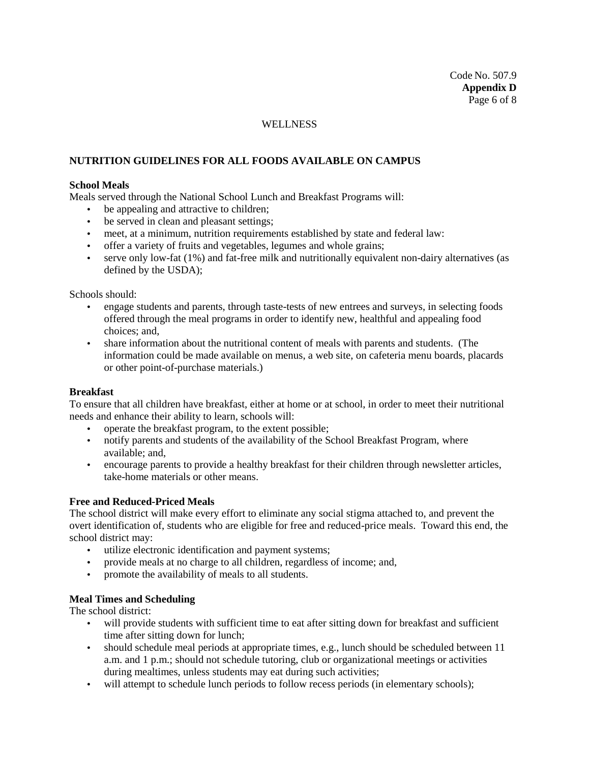WELLNESS

## NUTRITION GUIDELINES FOR ALL FOODS AVAILABLE ON CAMPUS

### School Meals

Meals served through the National School Lunch and Breakfast Programs will:

- be appealing and attractive to children;
- be served in clean and pleasant settings;
- meet, at a minimum, nutrition requirements established by state and federal law:
- offer a variety of fruits and vegetables, legumes and whole grains;
- serve only low-fat (1%) and fat-free milk and nutritionally equivalent non-dairy alternatives (as defined by the USDA);

Schools should:

- engage students and parents, through taste-tests of new entrees and surveys, in selecting foods offered through the meal programs in order to identify new, healthful and appealing food choices; and,
- share information about the nutritional content of meals with parents and students. (The information could be made available on menus, a web site, on cafeteria menu boards, placards or other point-of-purchase materials.)

### Breakfast

To ensure that all children have breakfast, either at home or at school, in order to meet their nutritional needs and enhance their ability to learn, schools will:

- operate the breakfast program, to the extent possible;
- notify parents and students of the availability of the School Breakfast Program, where available; and,
- encourage parents to provide a healthy breakfast for their children through newsletter articles, take-home materials or other means.

### Free and Reduced-Priced Meals

The school district will make every effort to eliminate any social stigma attached to, and prevent the overt identification of, students who are eligible for free and reduced-price meals. Toward this end, the school district may:

- utilize electronic identification and payment systems;
- provide meals at no charge to all children, regardless of income; and,
- promote the availability of meals to all students.

### Meal Times and Scheduling

The school district:

- will provide students with sufficient time to eat after sitting down for breakfast and sufficient time after sitting down for lunch;
- should schedule meal periods at appropriate times, e.g., lunch should be scheduled between 11 a.m. and 1 p.m.; should not schedule tutoring, club or organizational meetings or activities during mealtimes, unless students may eat during such activities;
- will attempt to schedule lunch periods to follow recess periods (in elementary schools);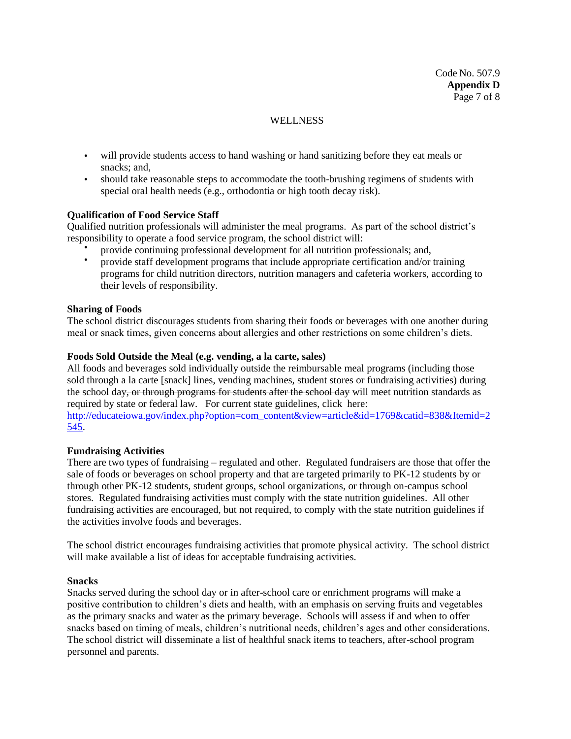- will provide students access to hand washing or hand sanitizing before they eat meals or snacks; and,
- should take reasonable steps to accommodate the tooth-brushing regimens of students with special oral health needs (e.g., orthodontia or high tooth decay risk).

**Qualification of Food Service Staff**

Qualified nutrition professionals will administer the meal programs. As part of the school district's responsibility to operate a food service program, the school district will:

- provide continuing professional development for all nutrition professionals; and,
- provide staff development programs that include appropriate certification and/or training programs for child nutrition directors, nutrition managers and cafeteria workers, according to their levels of responsibility.

**Sharing of Foods**

The school district discourages students from sharing their foods or beverages with one another during meal or snack times, given concerns about allergies and other restrictions on some children's diets.

**Foods Sold Outside the Meal (e.g. vending, a la carte, sales)**

All foods and beverages sold individually outside the reimbursable meal programs (including those sold through a la carte [snack] lines, vending machines, student stores or fundraising activities) during the school day~~, or through programs for students after the school day~~ will meet nutrition standards as required by state or federal law. For current state guidelines, click here: http://educateiowa.gov/index.php?option=com_content&view=article&id=1769&catid=838&Itemid=2545.

**Fundraising Activities**

There are two types of fundraising – regulated and other. Regulated fundraisers are those that offer the sale of foods or beverages on school property and that are targeted primarily to PK-12 students by or through other PK-12 students, student groups, school organizations, or through on-campus school stores. Regulated fundraising activities must comply with the state nutrition guidelines. All other fundraising activities are encouraged, but not required, to comply with the state nutrition guidelines if the activities involve foods and beverages.

The school district encourages fundraising activities that promote physical activity. The school district will make available a list of ideas for acceptable fundraising activities.

**Snacks**

Snacks served during the school day or in after-school care or enrichment programs will make a positive contribution to children's diets and health, with an emphasis on serving fruits and vegetables as the primary snacks and water as the primary beverage. Schools will assess if and when to offer snacks based on timing of meals, children's nutritional needs, children's ages and other considerations. The school district will disseminate a list of healthful snack items to teachers, after-school program personnel and parents.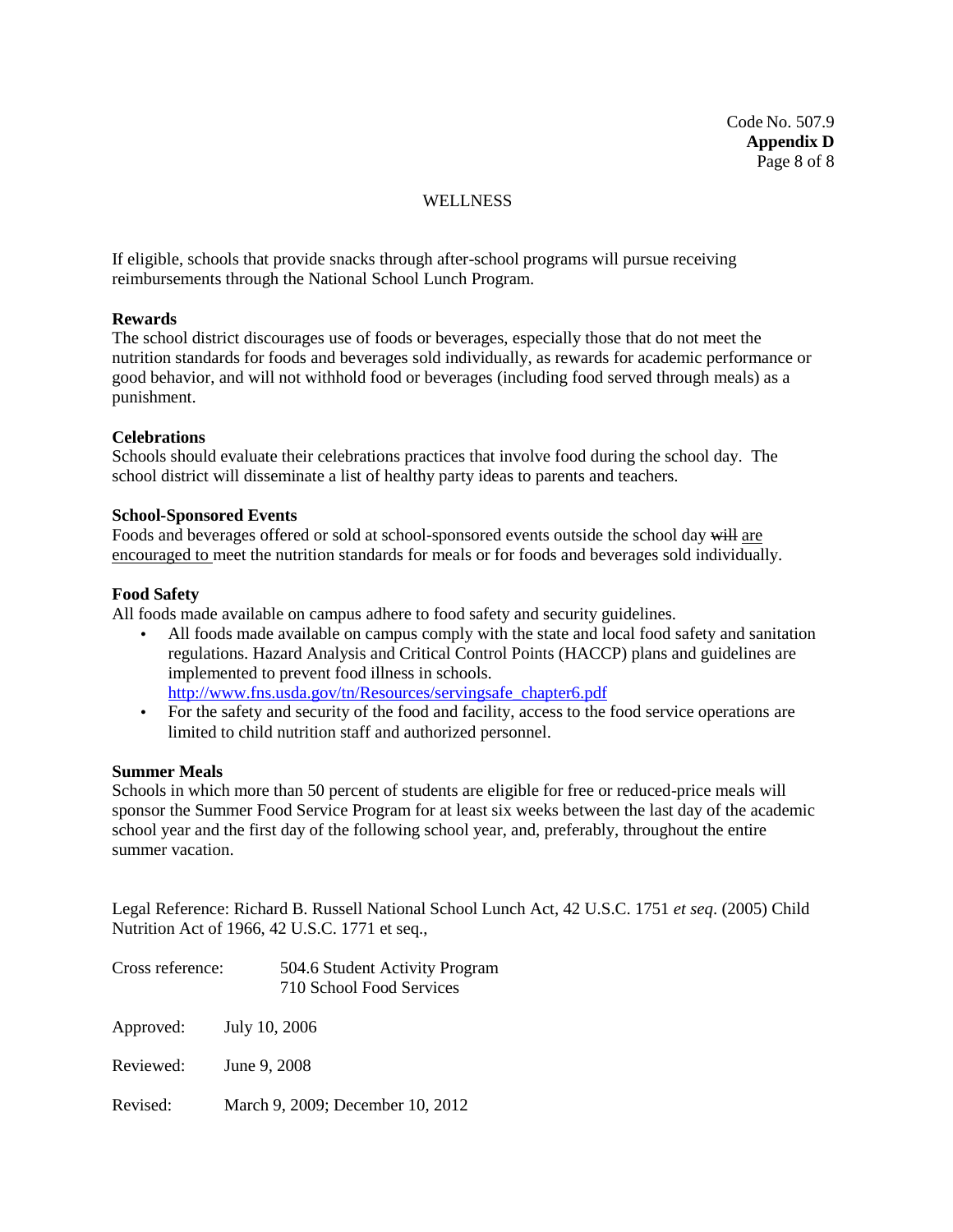WELLNESS

If eligible, schools that provide snacks through after-school programs will pursue receiving reimbursements through the National School Lunch Program.

**Rewards**
The school district discourages use of foods or beverages, especially those that do not meet the nutrition standards for foods and beverages sold individually, as rewards for academic performance or good behavior, and will not withhold food or beverages (including food served through meals) as a punishment.

**Celebrations**
Schools should evaluate their celebrations practices that involve food during the school day. The school district will disseminate a list of healthy party ideas to parents and teachers.

**School-Sponsored Events**
Foods and beverages offered or sold at school-sponsored events outside the school day ~~will~~ <u>are encouraged to</u> meet the nutrition standards for meals or for foods and beverages sold individually.

**Food Safety**
All foods made available on campus adhere to food safety and security guidelines.

- All foods made available on campus comply with the state and local food safety and sanitation regulations. Hazard Analysis and Critical Control Points (HACCP) plans and guidelines are implemented to prevent food illness in schools. http://www.fns.usda.gov/tn/Resources/servingsafe_chapter6.pdf
- For the safety and security of the food and facility, access to the food service operations are limited to child nutrition staff and authorized personnel.

**Summer Meals**
Schools in which more than 50 percent of students are eligible for free or reduced-price meals will sponsor the Summer Food Service Program for at least six weeks between the last day of the academic school year and the first day of the following school year, and, preferably, throughout the entire summer vacation.

Legal Reference: Richard B. Russell National School Lunch Act, 42 U.S.C. 1751 *et seq*. (2005) Child Nutrition Act of 1966, 42 U.S.C. 1771 et seq.,

Cross reference: 504.6 Student Activity Program
710 School Food Services

Approved: July 10, 2006

Reviewed: June 9, 2008

Revised: March 9, 2009; December 10, 2012